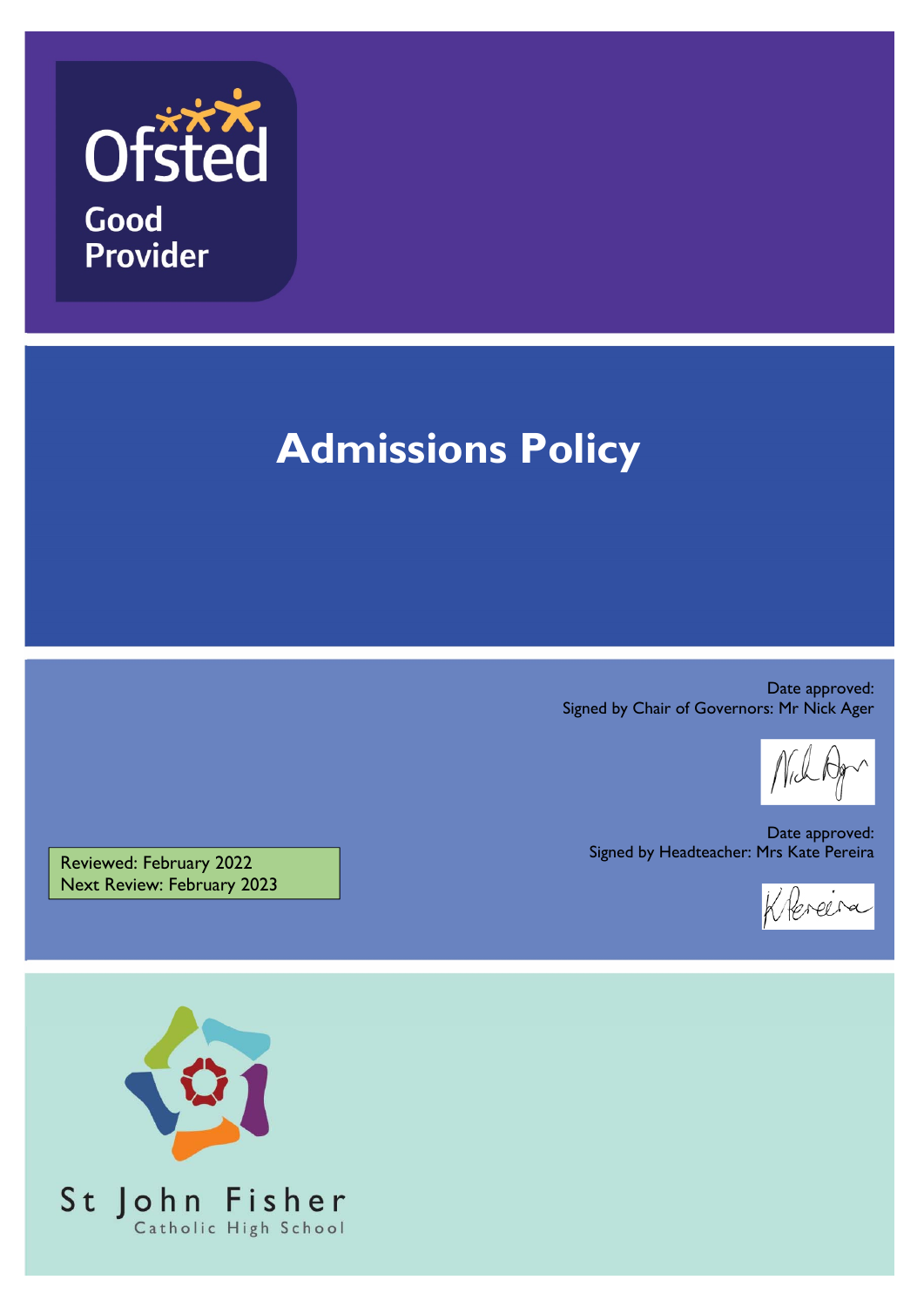Ofsted

Good Provider

# Admissions Policy

Date approved:
Signed by Chair of Governors: Mr Nick Ager

Date approved:
Signed by Headteacher: Mrs Kate Pereira

Reviewed: February 2022
Next Review: February 2023

St John Fisher
Catholic High School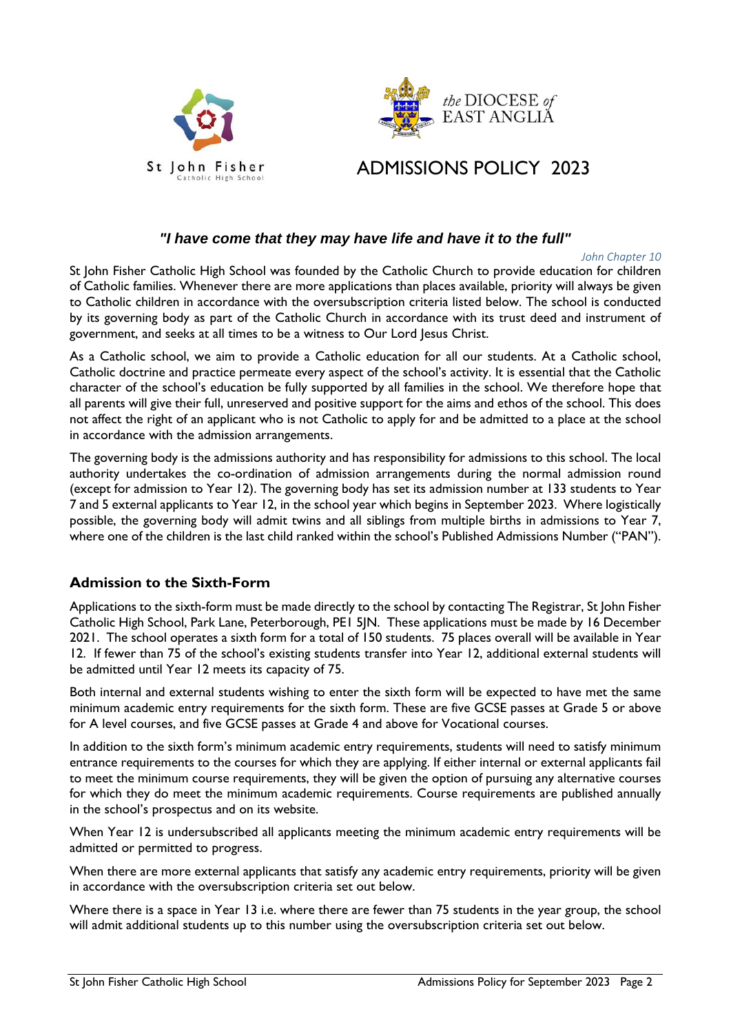# ADMISSIONS POLICY 2023

***"I have come that they may have life and have it to the full"***

*John Chapter 10*

St John Fisher Catholic High School was founded by the Catholic Church to provide education for children of Catholic families. Whenever there are more applications than places available, priority will always be given to Catholic children in accordance with the oversubscription criteria listed below. The school is conducted by its governing body as part of the Catholic Church in accordance with its trust deed and instrument of government, and seeks at all times to be a witness to Our Lord Jesus Christ.

As a Catholic school, we aim to provide a Catholic education for all our students. At a Catholic school, Catholic doctrine and practice permeate every aspect of the school's activity. It is essential that the Catholic character of the school's education be fully supported by all families in the school. We therefore hope that all parents will give their full, unreserved and positive support for the aims and ethos of the school. This does not affect the right of an applicant who is not Catholic to apply for and be admitted to a place at the school in accordance with the admission arrangements.

The governing body is the admissions authority and has responsibility for admissions to this school. The local authority undertakes the co-ordination of admission arrangements during the normal admission round (except for admission to Year 12). The governing body has set its admission number at 133 students to Year 7 and 5 external applicants to Year 12, in the school year which begins in September 2023. Where logistically possible, the governing body will admit twins and all siblings from multiple births in admissions to Year 7, where one of the children is the last child ranked within the school's Published Admissions Number ("PAN").

## Admission to the Sixth-Form

Applications to the sixth-form must be made directly to the school by contacting The Registrar, St John Fisher Catholic High School, Park Lane, Peterborough, PE1 5JN. These applications must be made by 16 December 2021. The school operates a sixth form for a total of 150 students. 75 places overall will be available in Year 12. If fewer than 75 of the school's existing students transfer into Year 12, additional external students will be admitted until Year 12 meets its capacity of 75.

Both internal and external students wishing to enter the sixth form will be expected to have met the same minimum academic entry requirements for the sixth form. These are five GCSE passes at Grade 5 or above for A level courses, and five GCSE passes at Grade 4 and above for Vocational courses.

In addition to the sixth form's minimum academic entry requirements, students will need to satisfy minimum entrance requirements to the courses for which they are applying. If either internal or external applicants fail to meet the minimum course requirements, they will be given the option of pursuing any alternative courses for which they do meet the minimum academic requirements. Course requirements are published annually in the school's prospectus and on its website.

When Year 12 is undersubscribed all applicants meeting the minimum academic entry requirements will be admitted or permitted to progress.

When there are more external applicants that satisfy any academic entry requirements, priority will be given in accordance with the oversubscription criteria set out below.

Where there is a space in Year 13 i.e. where there are fewer than 75 students in the year group, the school will admit additional students up to this number using the oversubscription criteria set out below.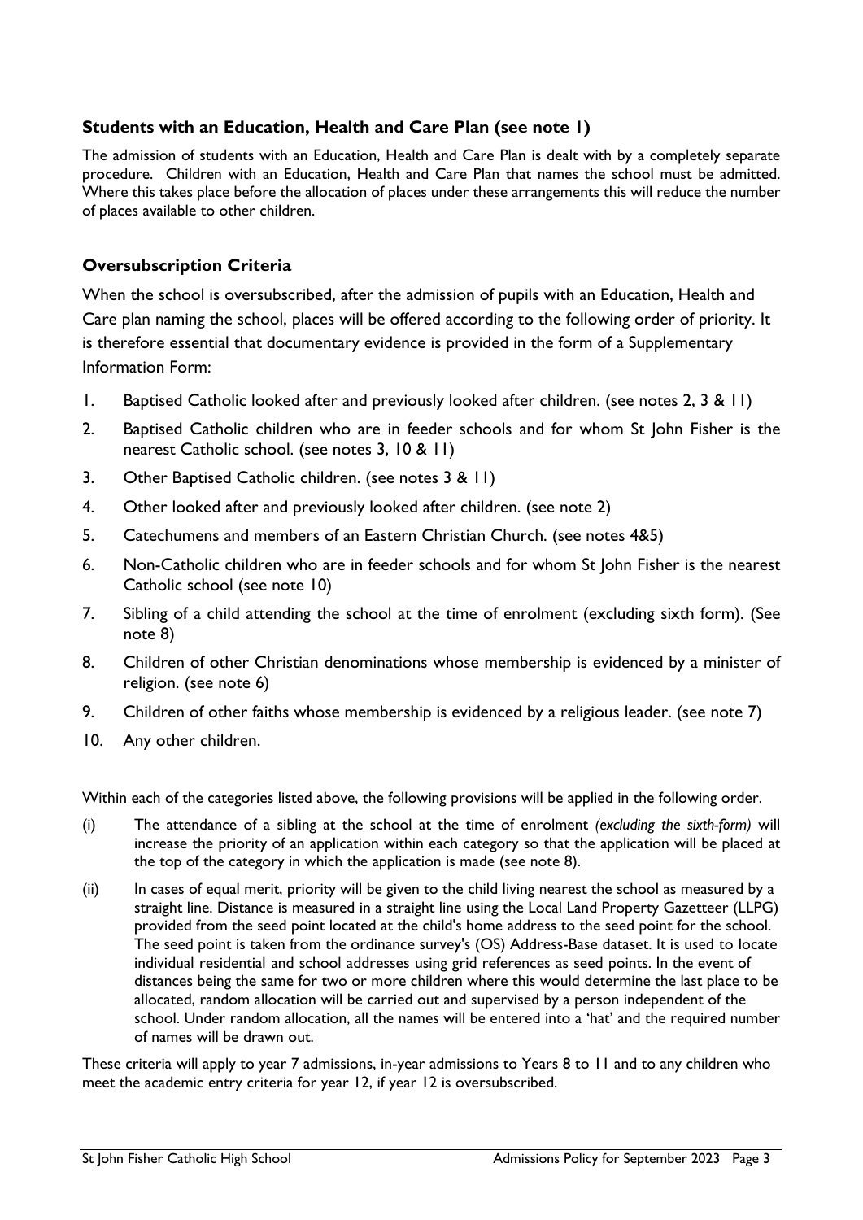### Students with an Education, Health and Care Plan (see note 1)

The admission of students with an Education, Health and Care Plan is dealt with by a completely separate procedure. Children with an Education, Health and Care Plan that names the school must be admitted. Where this takes place before the allocation of places under these arrangements this will reduce the number of places available to other children.

### Oversubscription Criteria

When the school is oversubscribed, after the admission of pupils with an Education, Health and Care plan naming the school, places will be offered according to the following order of priority. It is therefore essential that documentary evidence is provided in the form of a Supplementary Information Form:

1. Baptised Catholic looked after and previously looked after children. (see notes 2, 3 & 11)
2. Baptised Catholic children who are in feeder schools and for whom St John Fisher is the nearest Catholic school. (see notes 3, 10 & 11)
3. Other Baptised Catholic children. (see notes 3 & 11)
4. Other looked after and previously looked after children. (see note 2)
5. Catechumens and members of an Eastern Christian Church. (see notes 4&5)
6. Non-Catholic children who are in feeder schools and for whom St John Fisher is the nearest Catholic school (see note 10)
7. Sibling of a child attending the school at the time of enrolment (excluding sixth form). (See note 8)
8. Children of other Christian denominations whose membership is evidenced by a minister of religion. (see note 6)
9. Children of other faiths whose membership is evidenced by a religious leader. (see note 7)
10. Any other children.

Within each of the categories listed above, the following provisions will be applied in the following order.

(i) The attendance of a sibling at the school at the time of enrolment *(excluding the sixth-form)* will increase the priority of an application within each category so that the application will be placed at the top of the category in which the application is made (see note 8).

(ii) In cases of equal merit, priority will be given to the child living nearest the school as measured by a straight line. Distance is measured in a straight line using the Local Land Property Gazetteer (LLPG) provided from the seed point located at the child's home address to the seed point for the school. The seed point is taken from the ordinance survey's (OS) Address-Base dataset. It is used to locate individual residential and school addresses using grid references as seed points. In the event of distances being the same for two or more children where this would determine the last place to be allocated, random allocation will be carried out and supervised by a person independent of the school. Under random allocation, all the names will be entered into a 'hat' and the required number of names will be drawn out.

These criteria will apply to year 7 admissions, in-year admissions to Years 8 to 11 and to any children who meet the academic entry criteria for year 12, if year 12 is oversubscribed.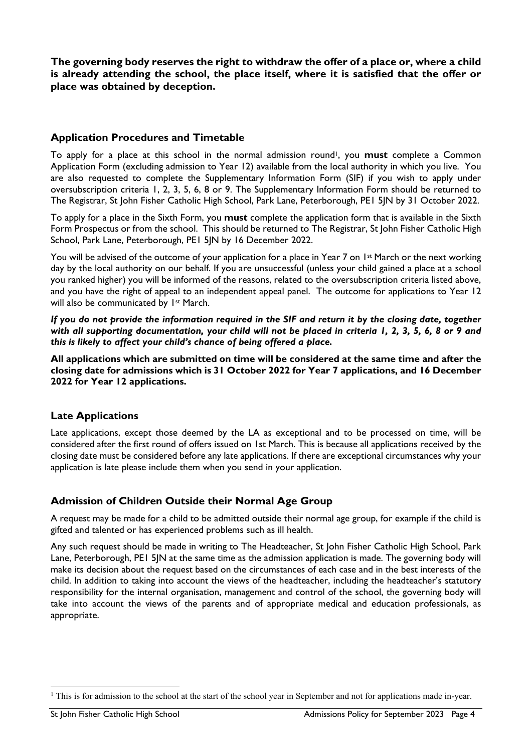**The governing body reserves the right to withdraw the offer of a place or, where a child is already attending the school, the place itself, where it is satisfied that the offer or place was obtained by deception.**

## Application Procedures and Timetable

To apply for a place at this school in the normal admission round[1], you **must** complete a Common Application Form (excluding admission to Year 12) available from the local authority in which you live. You are also requested to complete the Supplementary Information Form (SIF) if you wish to apply under oversubscription criteria 1, 2, 3, 5, 6, 8 or 9. The Supplementary Information Form should be returned to The Registrar, St John Fisher Catholic High School, Park Lane, Peterborough, PE1 5JN by 31 October 2022.

To apply for a place in the Sixth Form, you **must** complete the application form that is available in the Sixth Form Prospectus or from the school. This should be returned to The Registrar, St John Fisher Catholic High School, Park Lane, Peterborough, PE1 5JN by 16 December 2022.

You will be advised of the outcome of your application for a place in Year 7 on 1st March or the next working day by the local authority on our behalf. If you are unsuccessful (unless your child gained a place at a school you ranked higher) you will be informed of the reasons, related to the oversubscription criteria listed above, and you have the right of appeal to an independent appeal panel. The outcome for applications to Year 12 will also be communicated by 1st March.

***If you do not provide the information required in the SIF and return it by the closing date, together with all supporting documentation, your child will not be placed in criteria 1, 2, 3, 5, 6, 8 or 9 and this is likely to affect your child's chance of being offered a place.***

**All applications which are submitted on time will be considered at the same time and after the closing date for admissions which is 31 October 2022 for Year 7 applications, and 16 December 2022 for Year 12 applications.**

## Late Applications

Late applications, except those deemed by the LA as exceptional and to be processed on time, will be considered after the first round of offers issued on 1st March. This is because all applications received by the closing date must be considered before any late applications. If there are exceptional circumstances why your application is late please include them when you send in your application.

## Admission of Children Outside their Normal Age Group

A request may be made for a child to be admitted outside their normal age group, for example if the child is gifted and talented or has experienced problems such as ill health.

Any such request should be made in writing to The Headteacher, St John Fisher Catholic High School, Park Lane, Peterborough, PE1 5JN at the same time as the admission application is made. The governing body will make its decision about the request based on the circumstances of each case and in the best interests of the child. In addition to taking into account the views of the headteacher, including the headteacher's statutory responsibility for the internal organisation, management and control of the school, the governing body will take into account the views of the parents and of appropriate medical and education professionals, as appropriate.

---

[1] This is for admission to the school at the start of the school year in September and not for applications made in-year.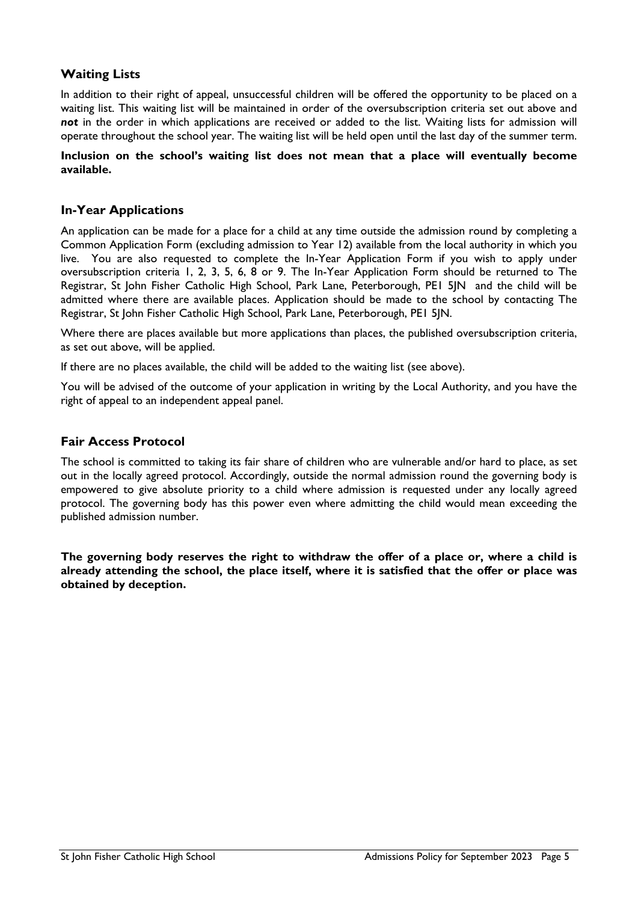## Waiting Lists

In addition to their right of appeal, unsuccessful children will be offered the opportunity to be placed on a waiting list. This waiting list will be maintained in order of the oversubscription criteria set out above and ***not*** in the order in which applications are received or added to the list. Waiting lists for admission will operate throughout the school year. The waiting list will be held open until the last day of the summer term.

**Inclusion on the school's waiting list does not mean that a place will eventually become available.**

## In-Year Applications

An application can be made for a place for a child at any time outside the admission round by completing a Common Application Form (excluding admission to Year 12) available from the local authority in which you live. You are also requested to complete the In-Year Application Form if you wish to apply under oversubscription criteria 1, 2, 3, 5, 6, 8 or 9. The In-Year Application Form should be returned to The Registrar, St John Fisher Catholic High School, Park Lane, Peterborough, PE1 5JN and the child will be admitted where there are available places. Application should be made to the school by contacting The Registrar, St John Fisher Catholic High School, Park Lane, Peterborough, PE1 5JN.

Where there are places available but more applications than places, the published oversubscription criteria, as set out above, will be applied.

If there are no places available, the child will be added to the waiting list (see above).

You will be advised of the outcome of your application in writing by the Local Authority, and you have the right of appeal to an independent appeal panel.

## Fair Access Protocol

The school is committed to taking its fair share of children who are vulnerable and/or hard to place, as set out in the locally agreed protocol. Accordingly, outside the normal admission round the governing body is empowered to give absolute priority to a child where admission is requested under any locally agreed protocol. The governing body has this power even where admitting the child would mean exceeding the published admission number.

**The governing body reserves the right to withdraw the offer of a place or, where a child is already attending the school, the place itself, where it is satisfied that the offer or place was obtained by deception.**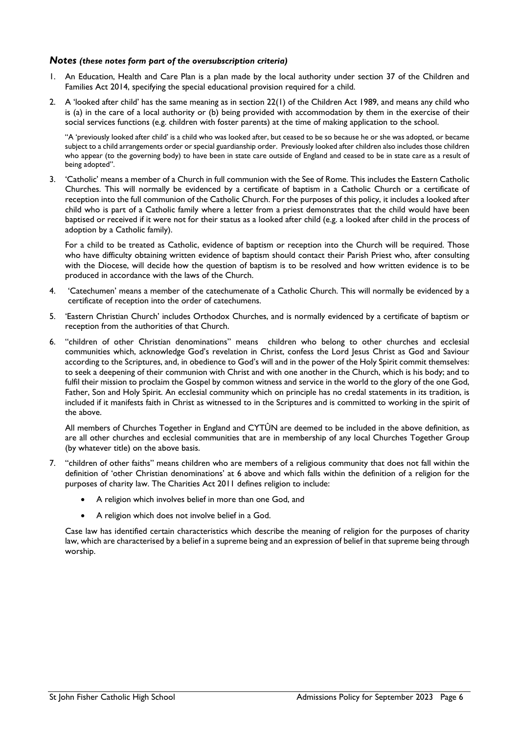### *Notes (these notes form part of the oversubscription criteria)*

1. An Education, Health and Care Plan is a plan made by the local authority under section 37 of the Children and Families Act 2014, specifying the special educational provision required for a child.

2. A 'looked after child' has the same meaning as in section 22(1) of the Children Act 1989, and means any child who is (a) in the care of a local authority or (b) being provided with accommodation by them in the exercise of their social services functions (e.g. children with foster parents) at the time of making application to the school.

   "A 'previously looked after child' is a child who was looked after, but ceased to be so because he or she was adopted, or became subject to a child arrangements order or special guardianship order. Previously looked after children also includes those children who appear (to the governing body) to have been in state care outside of England and ceased to be in state care as a result of being adopted".

3. 'Catholic' means a member of a Church in full communion with the See of Rome. This includes the Eastern Catholic Churches. This will normally be evidenced by a certificate of baptism in a Catholic Church or a certificate of reception into the full communion of the Catholic Church. For the purposes of this policy, it includes a looked after child who is part of a Catholic family where a letter from a priest demonstrates that the child would have been baptised or received if it were not for their status as a looked after child (e.g. a looked after child in the process of adoption by a Catholic family).

   For a child to be treated as Catholic, evidence of baptism or reception into the Church will be required. Those who have difficulty obtaining written evidence of baptism should contact their Parish Priest who, after consulting with the Diocese, will decide how the question of baptism is to be resolved and how written evidence is to be produced in accordance with the laws of the Church.

4. 'Catechumen' means a member of the catechumenate of a Catholic Church. This will normally be evidenced by a certificate of reception into the order of catechumens.

5. 'Eastern Christian Church' includes Orthodox Churches, and is normally evidenced by a certificate of baptism or reception from the authorities of that Church.

6. "children of other Christian denominations" means children who belong to other churches and ecclesial communities which, acknowledge God's revelation in Christ, confess the Lord Jesus Christ as God and Saviour according to the Scriptures, and, in obedience to God's will and in the power of the Holy Spirit commit themselves: to seek a deepening of their communion with Christ and with one another in the Church, which is his body; and to fulfil their mission to proclaim the Gospel by common witness and service in the world to the glory of the one God, Father, Son and Holy Spirit. An ecclesial community which on principle has no credal statements in its tradition, is included if it manifests faith in Christ as witnessed to in the Scriptures and is committed to working in the spirit of the above.

   All members of Churches Together in England and CYTÛN are deemed to be included in the above definition, as are all other churches and ecclesial communities that are in membership of any local Churches Together Group (by whatever title) on the above basis.

7. "children of other faiths" means children who are members of a religious community that does not fall within the definition of 'other Christian denominations' at 6 above and which falls within the definition of a religion for the purposes of charity law. The Charities Act 2011 defines religion to include:

   - A religion which involves belief in more than one God, and
   - A religion which does not involve belief in a God.

   Case law has identified certain characteristics which describe the meaning of religion for the purposes of charity law, which are characterised by a belief in a supreme being and an expression of belief in that supreme being through worship.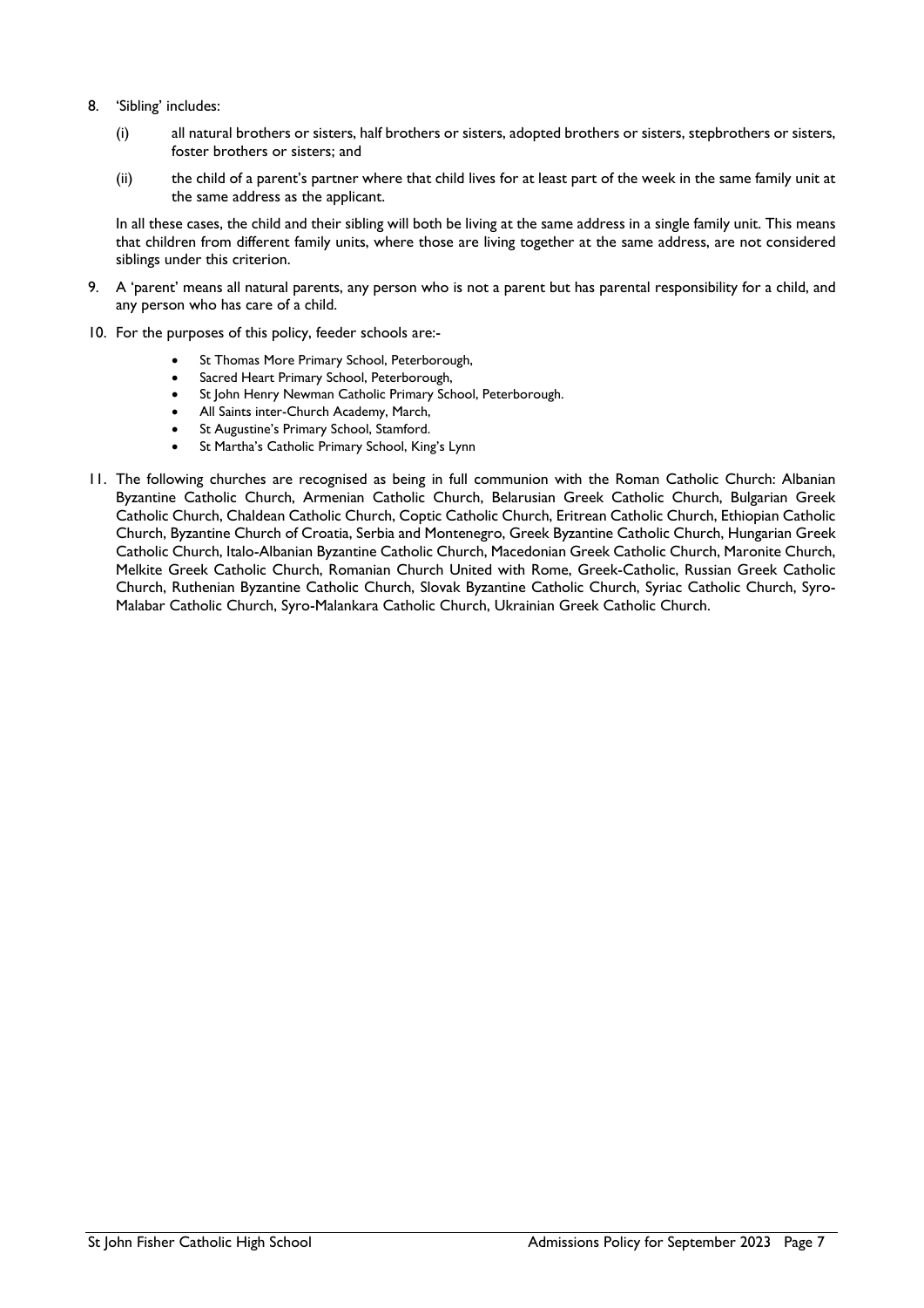8. 'Sibling' includes:

   (i) all natural brothers or sisters, half brothers or sisters, adopted brothers or sisters, stepbrothers or sisters, foster brothers or sisters; and

   (ii) the child of a parent's partner where that child lives for at least part of the week in the same family unit at the same address as the applicant.

   In all these cases, the child and their sibling will both be living at the same address in a single family unit. This means that children from different family units, where those are living together at the same address, are not considered siblings under this criterion.

9. A 'parent' means all natural parents, any person who is not a parent but has parental responsibility for a child, and any person who has care of a child.

10. For the purposes of this policy, feeder schools are:-

    - St Thomas More Primary School, Peterborough,
    - Sacred Heart Primary School, Peterborough,
    - St John Henry Newman Catholic Primary School, Peterborough.
    - All Saints inter-Church Academy, March,
    - St Augustine's Primary School, Stamford.
    - St Martha's Catholic Primary School, King's Lynn

11. The following churches are recognised as being in full communion with the Roman Catholic Church: Albanian Byzantine Catholic Church, Armenian Catholic Church, Belarusian Greek Catholic Church, Bulgarian Greek Catholic Church, Chaldean Catholic Church, Coptic Catholic Church, Eritrean Catholic Church, Ethiopian Catholic Church, Byzantine Church of Croatia, Serbia and Montenegro, Greek Byzantine Catholic Church, Hungarian Greek Catholic Church, Italo-Albanian Byzantine Catholic Church, Macedonian Greek Catholic Church, Maronite Church, Melkite Greek Catholic Church, Romanian Church United with Rome, Greek-Catholic, Russian Greek Catholic Church, Ruthenian Byzantine Catholic Church, Slovak Byzantine Catholic Church, Syriac Catholic Church, Syro-Malabar Catholic Church, Syro-Malankara Catholic Church, Ukrainian Greek Catholic Church.